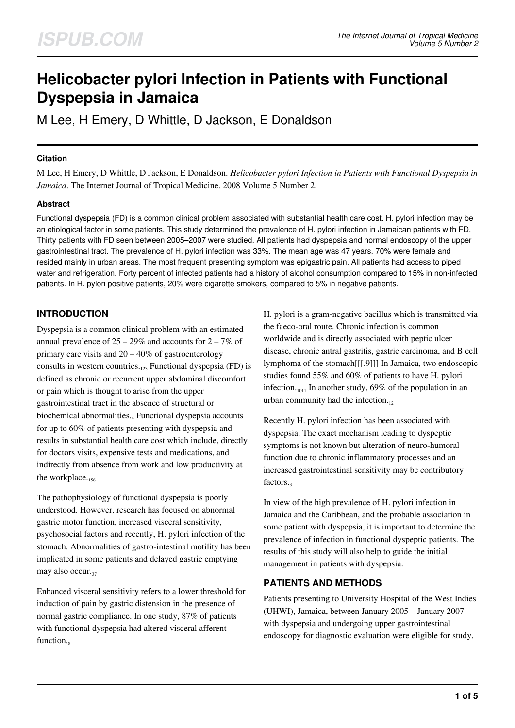# Helicobacter pylori Infection in Patients with Functional Dyspepsia in Jamaica

M Lee, H Emery, D Whittle, D Jackson, E Donaldson

### Citation

M Lee, H Emery, D Whittle, D Jackson, E Donaldson. *Helicobacter pylori Infection in Patients with Functional Dyspepsia in Jamaica*. The Internet Journal of Tropical Medicine. 2008 Volume 5 Number 2.

### Abstract

Functional dyspepsia (FD) is a common clinical problem associated with substantial health care cost. H. pylori infection may be an etiological factor in some patients. This study determined the prevalence of H. pylori infection in Jamaican patients with FD. Thirty patients with FD seen between 2005–2007 were studied. All patients had dyspepsia and normal endoscopy of the upper gastrointestinal tract. The prevalence of H. pylori infection was 33%. The mean age was 47 years. 70% were female and resided mainly in urban areas. The most frequent presenting symptom was epigastric pain. All patients had access to piped water and refrigeration. Forty percent of infected patients had a history of alcohol consumption compared to 15% in non-infected patients. In H. pylori positive patients, 20% were cigarette smokers, compared to 5% in negative patients.

## INTRODUCTION

Dyspepsia is a common clinical problem with an estimated annual prevalence of 25 – 29% and accounts for 2 – 7% of primary care visits and 20 – 40% of gastroenterology consults in western countries.[1,2,3] Functional dyspepsia (FD) is defined as chronic or recurrent upper abdominal discomfort or pain which is thought to arise from the upper gastrointestinal tract in the absence of structural or biochemical abnormalities.[4] Functional dyspepsia accounts for up to 60% of patients presenting with dyspepsia and results in substantial health care cost which include, directly for doctors visits, expensive tests and medications, and indirectly from absence from work and low productivity at the workplace.[1,5,6]

The pathophysiology of functional dyspepsia is poorly understood. However, research has focused on abnormal gastric motor function, increased visceral sensitivity, psychosocial factors and recently, H. pylori infection of the stomach. Abnormalities of gastro-intestinal motility has been implicated in some patients and delayed gastric emptying may also occur.[3,7]

Enhanced visceral sensitivity refers to a lower threshold for induction of pain by gastric distension in the presence of normal gastric compliance. In one study, 87% of patients with functional dyspepsia had altered visceral afferent function.[8]

H. pylori is a gram-negative bacillus which is transmitted via the faeco-oral route. Chronic infection is common worldwide and is directly associated with peptic ulcer disease, chronic antral gastritis, gastric carcinoma, and B cell lymphoma of the stomach[[[.9]]] In Jamaica, two endoscopic studies found 55% and 60% of patients to have H. pylori infection.[10,11] In another study, 69% of the population in an urban community had the infection.[12]

Recently H. pylori infection has been associated with dyspepsia. The exact mechanism leading to dyspeptic symptoms is not known but alteration of neuro-humoral function due to chronic inflammatory processes and an increased gastrointestinal sensitivity may be contributory factors.[3]

In view of the high prevalence of H. pylori infection in Jamaica and the Caribbean, and the probable association in some patient with dyspepsia, it is important to determine the prevalence of infection in functional dyspeptic patients. The results of this study will also help to guide the initial management in patients with dyspepsia.

## PATIENTS AND METHODS

Patients presenting to University Hospital of the West Indies (UHWI), Jamaica, between January 2005 – January 2007 with dyspepsia and undergoing upper gastrointestinal endoscopy for diagnostic evaluation were eligible for study.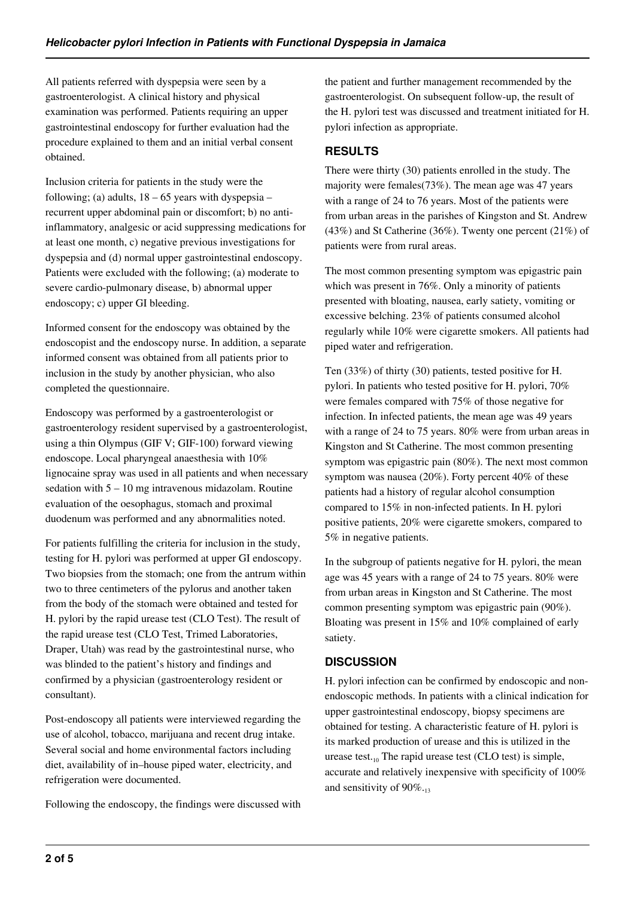All patients referred with dyspepsia were seen by a gastroenterologist. A clinical history and physical examination was performed. Patients requiring an upper gastrointestinal endoscopy for further evaluation had the procedure explained to them and an initial verbal consent obtained.

Inclusion criteria for patients in the study were the following; (a) adults, 18 – 65 years with dyspepsia – recurrent upper abdominal pain or discomfort; b) no anti-inflammatory, analgesic or acid suppressing medications for at least one month, c) negative previous investigations for dyspepsia and (d) normal upper gastrointestinal endoscopy. Patients were excluded with the following; (a) moderate to severe cardio-pulmonary disease, b) abnormal upper endoscopy; c) upper GI bleeding.

Informed consent for the endoscopy was obtained by the endoscopist and the endoscopy nurse. In addition, a separate informed consent was obtained from all patients prior to inclusion in the study by another physician, who also completed the questionnaire.

Endoscopy was performed by a gastroenterologist or gastroenterology resident supervised by a gastroenterologist, using a thin Olympus (GIF V; GIF-100) forward viewing endoscope. Local pharyngeal anaesthesia with 10% lignocaine spray was used in all patients and when necessary sedation with 5 – 10 mg intravenous midazolam. Routine evaluation of the oesophagus, stomach and proximal duodenum was performed and any abnormalities noted.

For patients fulfilling the criteria for inclusion in the study, testing for H. pylori was performed at upper GI endoscopy. Two biopsies from the stomach; one from the antrum within two to three centimeters of the pylorus and another taken from the body of the stomach were obtained and tested for H. pylori by the rapid urease test (CLO Test). The result of the rapid urease test (CLO Test, Trimed Laboratories, Draper, Utah) was read by the gastrointestinal nurse, who was blinded to the patient's history and findings and confirmed by a physician (gastroenterology resident or consultant).

Post-endoscopy all patients were interviewed regarding the use of alcohol, tobacco, marijuana and recent drug intake. Several social and home environmental factors including diet, availability of in–house piped water, electricity, and refrigeration were documented.

Following the endoscopy, the findings were discussed with the patient and further management recommended by the gastroenterologist. On subsequent follow-up, the result of the H. pylori test was discussed and treatment initiated for H. pylori infection as appropriate.

## RESULTS

There were thirty (30) patients enrolled in the study. The majority were females(73%). The mean age was 47 years with a range of 24 to 76 years. Most of the patients were from urban areas in the parishes of Kingston and St. Andrew (43%) and St Catherine (36%). Twenty one percent (21%) of patients were from rural areas.

The most common presenting symptom was epigastric pain which was present in 76%. Only a minority of patients presented with bloating, nausea, early satiety, vomiting or excessive belching. 23% of patients consumed alcohol regularly while 10% were cigarette smokers. All patients had piped water and refrigeration.

Ten (33%) of thirty (30) patients, tested positive for H. pylori. In patients who tested positive for H. pylori, 70% were females compared with 75% of those negative for infection. In infected patients, the mean age was 49 years with a range of 24 to 75 years. 80% were from urban areas in Kingston and St Catherine. The most common presenting symptom was epigastric pain (80%). The next most common symptom was nausea (20%). Forty percent 40% of these patients had a history of regular alcohol consumption compared to 15% in non-infected patients. In H. pylori positive patients, 20% were cigarette smokers, compared to 5% in negative patients.

In the subgroup of patients negative for H. pylori, the mean age was 45 years with a range of 24 to 75 years. 80% were from urban areas in Kingston and St Catherine. The most common presenting symptom was epigastric pain (90%). Bloating was present in 15% and 10% complained of early satiety.

## DISCUSSION

H. pylori infection can be confirmed by endoscopic and non-endoscopic methods. In patients with a clinical indication for upper gastrointestinal endoscopy, biopsy specimens are obtained for testing. A characteristic feature of H. pylori is its marked production of urease and this is utilized in the urease test.[10] The rapid urease test (CLO test) is simple, accurate and relatively inexpensive with specificity of 100% and sensitivity of 90%.[13]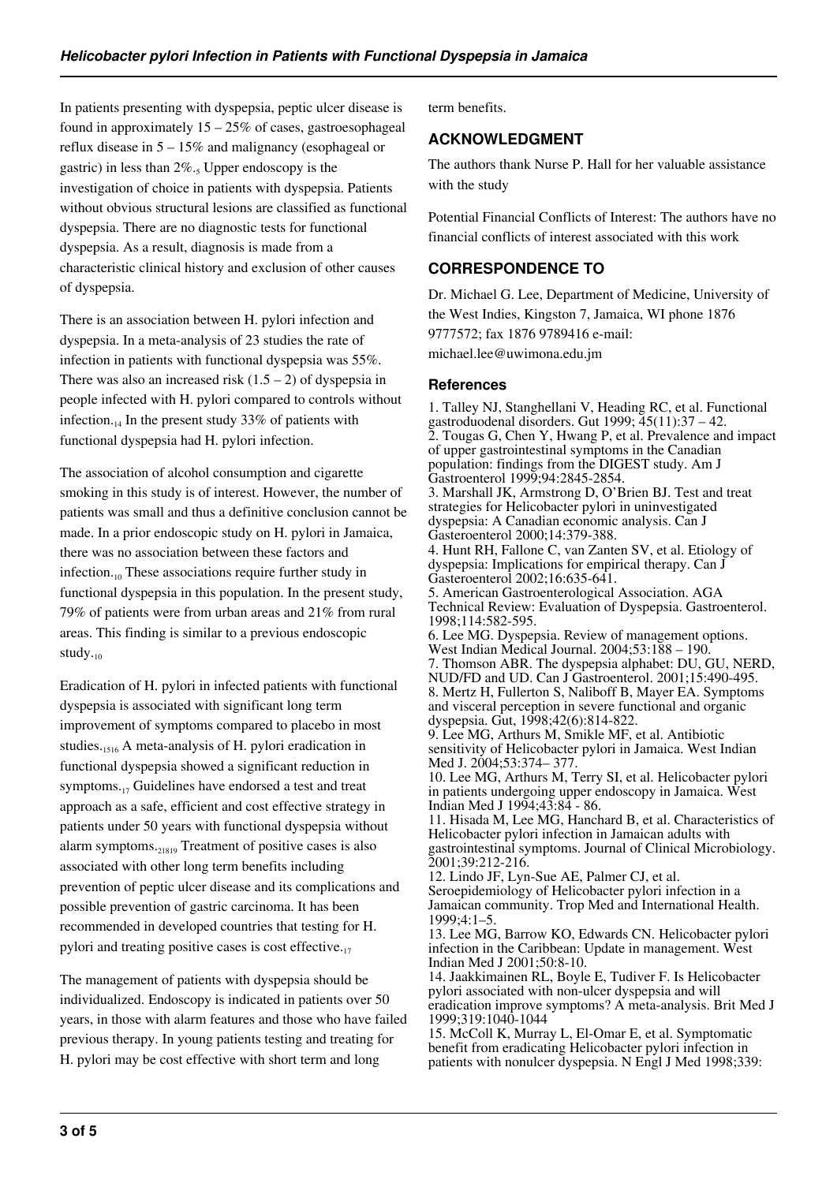In patients presenting with dyspepsia, peptic ulcer disease is found in approximately 15 – 25% of cases, gastroesophageal reflux disease in 5 – 15% and malignancy (esophageal or gastric) in less than 2%.[5] Upper endoscopy is the investigation of choice in patients with dyspepsia. Patients without obvious structural lesions are classified as functional dyspepsia. There are no diagnostic tests for functional dyspepsia. As a result, diagnosis is made from a characteristic clinical history and exclusion of other causes of dyspepsia.

There is an association between H. pylori infection and dyspepsia. In a meta-analysis of 23 studies the rate of infection in patients with functional dyspepsia was 55%. There was also an increased risk (1.5 – 2) of dyspepsia in people infected with H. pylori compared to controls without infection.[14] In the present study 33% of patients with functional dyspepsia had H. pylori infection.

The association of alcohol consumption and cigarette smoking in this study is of interest. However, the number of patients was small and thus a definitive conclusion cannot be made. In a prior endoscopic study on H. pylori in Jamaica, there was no association between these factors and infection.[10] These associations require further study in functional dyspepsia in this population. In the present study, 79% of patients were from urban areas and 21% from rural areas. This finding is similar to a previous endoscopic study.[10]

Eradication of H. pylori in infected patients with functional dyspepsia is associated with significant long term improvement of symptoms compared to placebo in most studies.[15,16] A meta-analysis of H. pylori eradication in functional dyspepsia showed a significant reduction in symptoms.[17] Guidelines have endorsed a test and treat approach as a safe, efficient and cost effective strategy in patients under 50 years with functional dyspepsia without alarm symptoms.[2,18,19] Treatment of positive cases is also associated with other long term benefits including prevention of peptic ulcer disease and its complications and possible prevention of gastric carcinoma. It has been recommended in developed countries that testing for H. pylori and treating positive cases is cost effective.[17]

The management of patients with dyspepsia should be individualized. Endoscopy is indicated in patients over 50 years, in those with alarm features and those who have failed previous therapy. In young patients testing and treating for H. pylori may be cost effective with short term and long term benefits.

## ACKNOWLEDGMENT

The authors thank Nurse P. Hall for her valuable assistance with the study

Potential Financial Conflicts of Interest: The authors have no financial conflicts of interest associated with this work

## CORRESPONDENCE TO

Dr. Michael G. Lee, Department of Medicine, University of the West Indies, Kingston 7, Jamaica, WI phone 1876 9777572; fax 1876 9789416 e-mail: michael.lee@uwimona.edu.jm

### References

1. Talley NJ, Stanghellani V, Heading RC, et al. Functional gastroduodenal disorders. Gut 1999; 45(11):37 – 42.
2. Tougas G, Chen Y, Hwang P, et al. Prevalence and impact of upper gastrointestinal symptoms in the Canadian population: findings from the DIGEST study. Am J Gastroenterol 1999;94:2845-2854.
3. Marshall JK, Armstrong D, O'Brien BJ. Test and treat strategies for Helicobacter pylori in uninvestigated dyspepsia: A Canadian economic analysis. Can J Gasteroenterol 2000;14:379-388.
4. Hunt RH, Fallone C, van Zanten SV, et al. Etiology of dyspepsia: Implications for empirical therapy. Can J Gasteroenterol 2002;16:635-641.
5. American Gastroenterological Association. AGA Technical Review: Evaluation of Dyspepsia. Gastroenterol. 1998;114:582-595.
6. Lee MG. Dyspepsia. Review of management options. West Indian Medical Journal. 2004;53:188 – 190.
7. Thomson ABR. The dyspepsia alphabet: DU, GU, NERD, NUD/FD and UD. Can J Gastroenterol. 2001;15:490-495.
8. Mertz H, Fullerton S, Naliboff B, Mayer EA. Symptoms and visceral perception in severe functional and organic dyspepsia. Gut, 1998;42(6):814-822.
9. Lee MG, Arthurs M, Smikle MF, et al. Antibiotic sensitivity of Helicobacter pylori in Jamaica. West Indian Med J. 2004;53:374– 377.
10. Lee MG, Arthurs M, Terry SI, et al. Helicobacter pylori in patients undergoing upper endoscopy in Jamaica. West Indian Med J 1994;43:84 - 86.
11. Hisada M, Lee MG, Hanchard B, et al. Characteristics of Helicobacter pylori infection in Jamaican adults with gastrointestinal symptoms. Journal of Clinical Microbiology. 2001;39:212-216.
12. Lindo JF, Lyn-Sue AE, Palmer CJ, et al. Seroepidemiology of Helicobacter pylori infection in a Jamaican community. Trop Med and International Health. 1999;4:1–5.
13. Lee MG, Barrow KO, Edwards CN. Helicobacter pylori infection in the Caribbean: Update in management. West Indian Med J 2001;50:8-10.
14. Jaakkimainen RL, Boyle E, Tudiver F. Is Helicobacter pylori associated with non-ulcer dyspepsia and will eradication improve symptoms? A meta-analysis. Brit Med J 1999;319:1040-1044
15. McColl K, Murray L, El-Omar E, et al. Symptomatic benefit from eradicating Helicobacter pylori infection in patients with nonulcer dyspepsia. N Engl J Med 1998;339: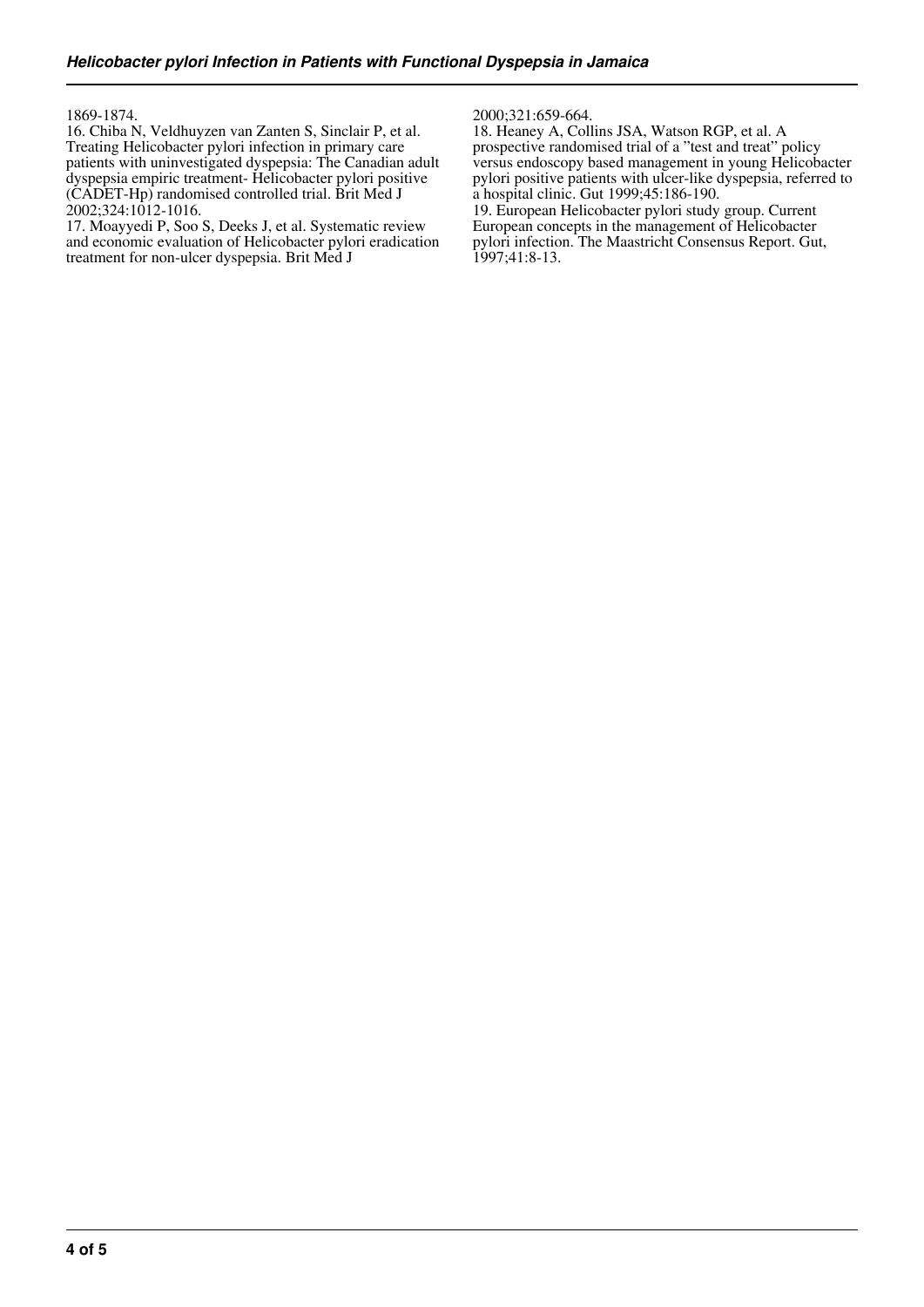1869-1874.

16. Chiba N, Veldhuyzen van Zanten S, Sinclair P, et al. Treating Helicobacter pylori infection in primary care patients with uninvestigated dyspepsia: The Canadian adult dyspepsia empiric treatment- Helicobacter pylori positive (CADET-Hp) randomised controlled trial. Brit Med J 2002;324:1012-1016.

17. Moayyedi P, Soo S, Deeks J, et al. Systematic review and economic evaluation of Helicobacter pylori eradication treatment for non-ulcer dyspepsia. Brit Med J 2000;321:659-664.

18. Heaney A, Collins JSA, Watson RGP, et al. A prospective randomised trial of a "test and treat" policy versus endoscopy based management in young Helicobacter pylori positive patients with ulcer-like dyspepsia, referred to a hospital clinic. Gut 1999;45:186-190.

19. European Helicobacter pylori study group. Current European concepts in the management of Helicobacter pylori infection. The Maastricht Consensus Report. Gut, 1997;41:8-13.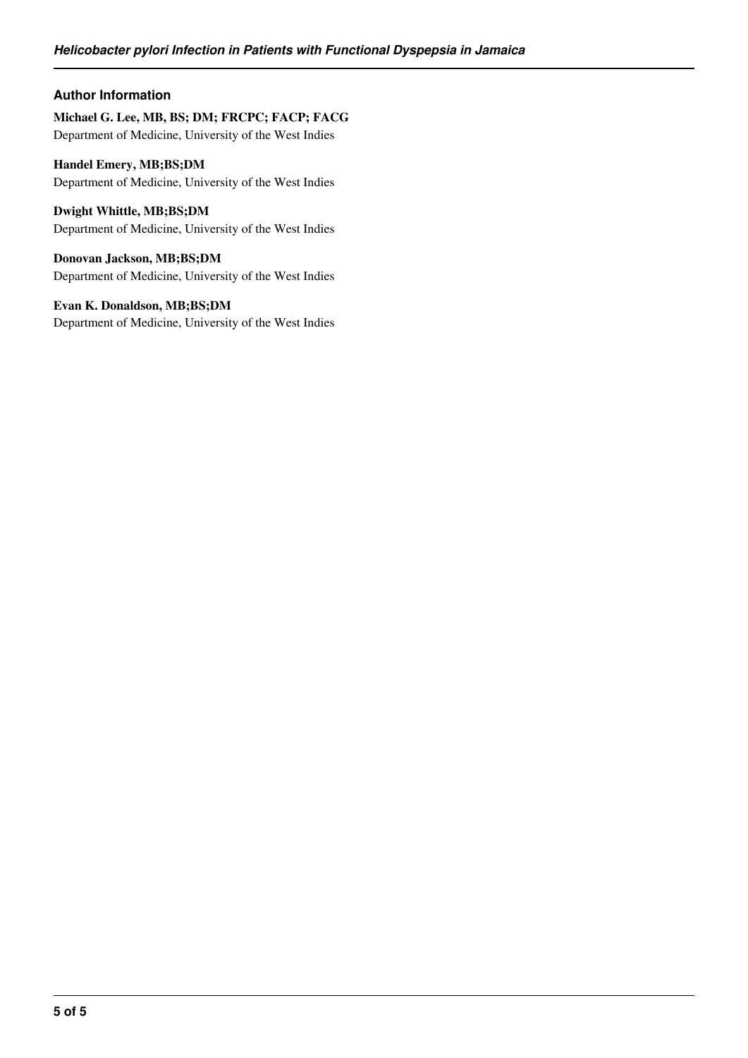## Author Information

**Michael G. Lee, MB, BS; DM; FRCPC; FACP; FACG**
Department of Medicine, University of the West Indies

**Handel Emery, MB;BS;DM**
Department of Medicine, University of the West Indies

**Dwight Whittle, MB;BS;DM**
Department of Medicine, University of the West Indies

**Donovan Jackson, MB;BS;DM**
Department of Medicine, University of the West Indies

**Evan K. Donaldson, MB;BS;DM**
Department of Medicine, University of the West Indies